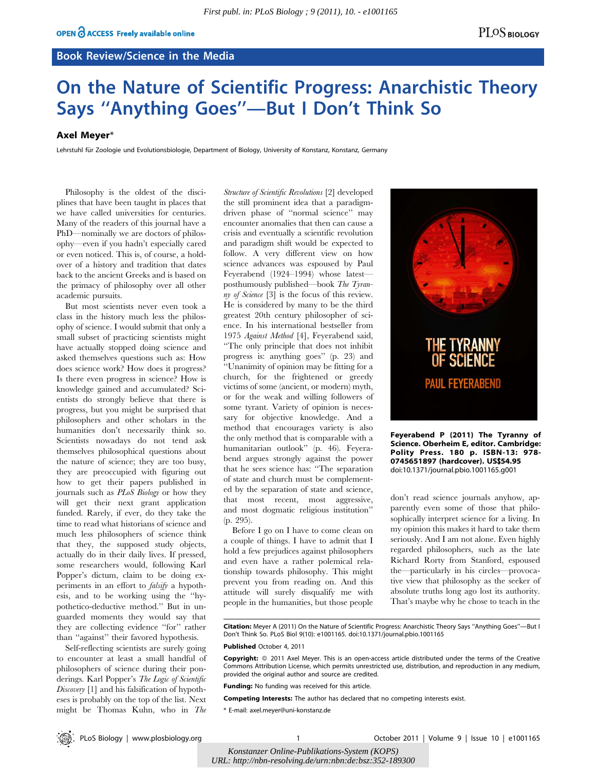Book Review/Science in the Media

# On the Nature of Scientific Progress: Anarchistic Theory Says "Anything Goes"—But I Don't Think So

**Axel Meyer***

Lehrstuhl für Zoologie und Evolutionsbiologie, Department of Biology, University of Konstanz, Konstanz, Germany

Philosophy is the oldest of the disciplines that have been taught in places that we have called universities for centuries. Many of the readers of this journal have a PhD—nominally we are doctors of philosophy—even if you hadn't especially cared or even noticed. This is, of course, a holdover of a history and tradition that dates back to the ancient Greeks and is based on the primacy of philosophy over all other academic pursuits.

But most scientists never even took a class in the history much less the philosophy of science. I would submit that only a small subset of practicing scientists might have actually stopped doing science and asked themselves questions such as: How does science work? How does it progress? Is there even progress in science? How is knowledge gained and accumulated? Scientists do strongly believe that there is progress, but you might be surprised that philosophers and other scholars in the humanities don't necessarily think so. Scientists nowadays do not tend ask themselves philosophical questions about the nature of science; they are too busy, they are preoccupied with figuring out how to get their papers published in journals such as *PLoS Biology* or how they will get their next grant application funded. Rarely, if ever, do they take the time to read what historians of science and much less philosophers of science think that they, the supposed study objects, actually do in their daily lives. If pressed, some researchers would, following Karl Popper's dictum, claim to be doing experiments in an effort to *falsify* a hypothesis, and to be working using the "hypothetico-deductive method." But in unguarded moments they would say that they are collecting evidence "for" rather than "against" their favored hypothesis.

Self-reflecting scientists are surely going to encounter at least a small handful of philosophers of science during their ponderings. Karl Popper's *The Logic of Scientific Discovery* [1] and his falsification of hypotheses is probably on the top of the list. Next might be Thomas Kuhn, who in *The Structure of Scientific Revolutions* [2] developed the still prominent idea that a paradigm-driven phase of "normal science" may encounter anomalies that then can cause a crisis and eventually a scientific revolution and paradigm shift would be expected to follow. A very different view on how science advances was espoused by Paul Feyerabend (1924–1994) whose latest—posthumously published—book *The Tyranny of Science* [3] is the focus of this review. He is considered by many to be the third greatest 20th century philosopher of science. In his international bestseller from 1975 *Against Method* [4], Feyerabend said, "The only principle that does not inhibit progress is: anything goes" (p. 23) and "Unanimity of opinion may be fitting for a church, for the frightened or greedy victims of some (ancient, or modern) myth, or for the weak and willing followers of some tyrant. Variety of opinion is necessary for objective knowledge. And a method that encourages variety is also the only method that is comparable with a humanitarian outlook" (p. 46). Feyerabend argues strongly against the power that he sees science has: "The separation of state and church must be complemented by the separation of state and science, that most recent, most aggressive, and most dogmatic religious institution" (p. 295).

Before I go on I have to come clean on a couple of things. I have to admit that I hold a few prejudices against philosophers and even have a rather polemical relationship towards philosophy. This might prevent you from reading on. And this attitude will surely disqualify me with people in the humanities, but those people don't read science journals anyhow, apparently even some of those that philosophically interpret science for a living. In my opinion this makes it hard to take them seriously. And I am not alone. Even highly regarded philosophers, such as the late Richard Rorty from Stanford, espoused the—particularly in his circles—provocative view that philosophy as the seeker of absolute truths long ago lost its authority. That's maybe why he chose to teach in the

**Feyerabend P (2011) The Tyranny of Science. Oberheim E, editor. Cambridge: Polity Press. 180 p. ISBN-13: 978-0745651897 (hardcover). US$54.95**
doi:10.1371/journal.pbio.1001165.g001

**Citation:** Meyer A (2011) On the Nature of Scientific Progress: Anarchistic Theory Says "Anything Goes"—But I Don't Think So. PLoS Biol 9(10): e1001165. doi:10.1371/journal.pbio.1001165

**Published** October 4, 2011

**Copyright:** © 2011 Axel Meyer. This is an open-access article distributed under the terms of the Creative Commons Attribution License, which permits unrestricted use, distribution, and reproduction in any medium, provided the original author and source are credited.

**Funding:** No funding was received for this article.

**Competing Interests:** The author has declared that no competing interests exist.

* E-mail: axel.meyer@uni-konstanz.de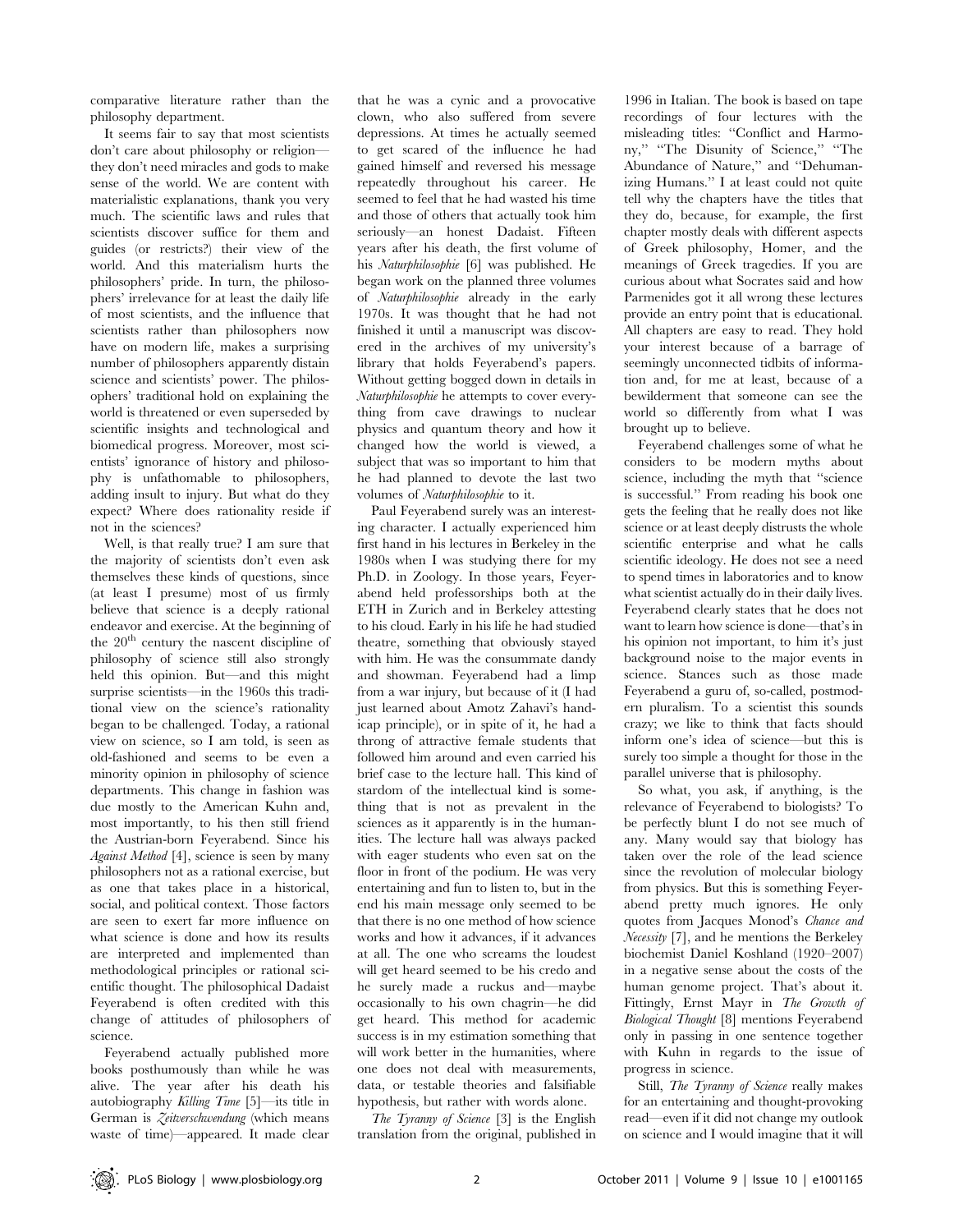comparative literature rather than the philosophy department.

It seems fair to say that most scientists don't care about philosophy or religion—they don't need miracles and gods to make sense of the world. We are content with materialistic explanations, thank you very much. The scientific laws and rules that scientists discover suffice for them and guides (or restricts?) their view of the world. And this materialism hurts the philosophers' pride. In turn, the philosophers' irrelevance for at least the daily life of most scientists, and the influence that scientists rather than philosophers now have on modern life, makes a surprising number of philosophers apparently distain science and scientists' power. The philosophers' traditional hold on explaining the world is threatened or even superseded by scientific insights and technological and biomedical progress. Moreover, most scientists' ignorance of history and philosophy is unfathomable to philosophers, adding insult to injury. But what do they expect? Where does rationality reside if not in the sciences?

Well, is that really true? I am sure that the majority of scientists don't even ask themselves these kinds of questions, since (at least I presume) most of us firmly believe that science is a deeply rational endeavor and exercise. At the beginning of the 20th century the nascent discipline of philosophy of science still also strongly held this opinion. But—and this might surprise scientists—in the 1960s this traditional view on the science's rationality began to be challenged. Today, a rational view on science, so I am told, is seen as old-fashioned and seems to be even a minority opinion in philosophy of science departments. This change in fashion was due mostly to the American Kuhn and, most importantly, to his then still friend the Austrian-born Feyerabend. Since his *Against Method* [4], science is seen by many philosophers not as a rational exercise, but as one that takes place in a historical, social, and political context. Those factors are seen to exert far more influence on what science is done and how its results are interpreted and implemented than methodological principles or rational scientific thought. The philosophical Dadaist Feyerabend is often credited with this change of attitudes of philosophers of science.

Feyerabend actually published more books posthumously than while he was alive. The year after his death his autobiography *Killing Time* [5]—its title in German is *Zeitverschwendung* (which means waste of time)—appeared. It made clear that he was a cynic and a provocative clown, who also suffered from severe depressions. At times he actually seemed to get scared of the influence he had gained himself and reversed his message repeatedly throughout his career. He seemed to feel that he had wasted his time and those of others that actually took him seriously—an honest Dadaist. Fifteen years after his death, the first volume of his *Naturphilosophie* [6] was published. He began work on the planned three volumes of *Naturphilosophie* already in the early 1970s. It was thought that he had not finished it until a manuscript was discovered in the archives of my university's library that holds Feyerabend's papers. Without getting bogged down in details in *Naturphilosophie* he attempts to cover everything from cave drawings to nuclear physics and quantum theory and how it changed how the world is viewed, a subject that was so important to him that he had planned to devote the last two volumes of *Naturphilosophie* to it.

Paul Feyerabend surely was an interesting character. I actually experienced him first hand in his lectures in Berkeley in the 1980s when I was studying there for my Ph.D. in Zoology. In those years, Feyerabend held professorships both at the ETH in Zurich and in Berkeley attesting to his cloud. Early in his life he had studied theatre, something that obviously stayed with him. He was the consummate dandy and showman. Feyerabend had a limp from a war injury, but because of it (I had just learned about Amotz Zahavi's handicap principle), or in spite of it, he had a throng of attractive female students that followed him around and even carried his brief case to the lecture hall. This kind of stardom of the intellectual kind is something that is not as prevalent in the sciences as it apparently is in the humanities. The lecture hall was always packed with eager students who even sat on the floor in front of the podium. He was very entertaining and fun to listen to, but in the end his main message only seemed to be that there is no one method of how science works and how it advances, if it advances at all. The one who screams the loudest will get heard seemed to be his credo and he surely made a ruckus and—maybe occasionally to his own chagrin—he did get heard. This method for academic success is in my estimation something that will work better in the humanities, where one does not deal with measurements, data, or testable theories and falsifiable hypothesis, but rather with words alone.

*The Tyranny of Science* [3] is the English translation from the original, published in 1996 in Italian. The book is based on tape recordings of four lectures with the misleading titles: "Conflict and Harmony," "The Disunity of Science," "The Abundance of Nature," and "Dehumanizing Humans." I at least could not quite tell why the chapters have the titles that they do, because, for example, the first chapter mostly deals with different aspects of Greek philosophy, Homer, and the meanings of Greek tragedies. If you are curious about what Socrates said and how Parmenides got it all wrong these lectures provide an entry point that is educational. All chapters are easy to read. They hold your interest because of a barrage of seemingly unconnected tidbits of information and, for me at least, because of a bewilderment that someone can see the world so differently from what I was brought up to believe.

Feyerabend challenges some of what he considers to be modern myths about science, including the myth that "science is successful." From reading his book one gets the feeling that he really does not like science or at least deeply distrusts the whole scientific enterprise and what he calls scientific ideology. He does not see a need to spend times in laboratories and to know what scientist actually do in their daily lives. Feyerabend clearly states that he does not want to learn how science is done—that's in his opinion not important, to him it's just background noise to the major events in science. Stances such as those made Feyerabend a guru of, so-called, postmodern pluralism. To a scientist this sounds crazy; we like to think that facts should inform one's idea of science—but this is surely too simple a thought for those in the parallel universe that is philosophy.

So what, you ask, if anything, is the relevance of Feyerabend to biologists? To be perfectly blunt I do not see much of any. Many would say that biology has taken over the role of the lead science since the revolution of molecular biology from physics. But this is something Feyerabend pretty much ignores. He only quotes from Jacques Monod's *Chance and Necessity* [7], and he mentions the Berkeley biochemist Daniel Koshland (1920–2007) in a negative sense about the costs of the human genome project. That's about it. Fittingly, Ernst Mayr in *The Growth of Biological Thought* [8] mentions Feyerabend only in passing in one sentence together with Kuhn in regards to the issue of progress in science.

Still, *The Tyranny of Science* really makes for an entertaining and thought-provoking read—even if it did not change my outlook on science and I would imagine that it will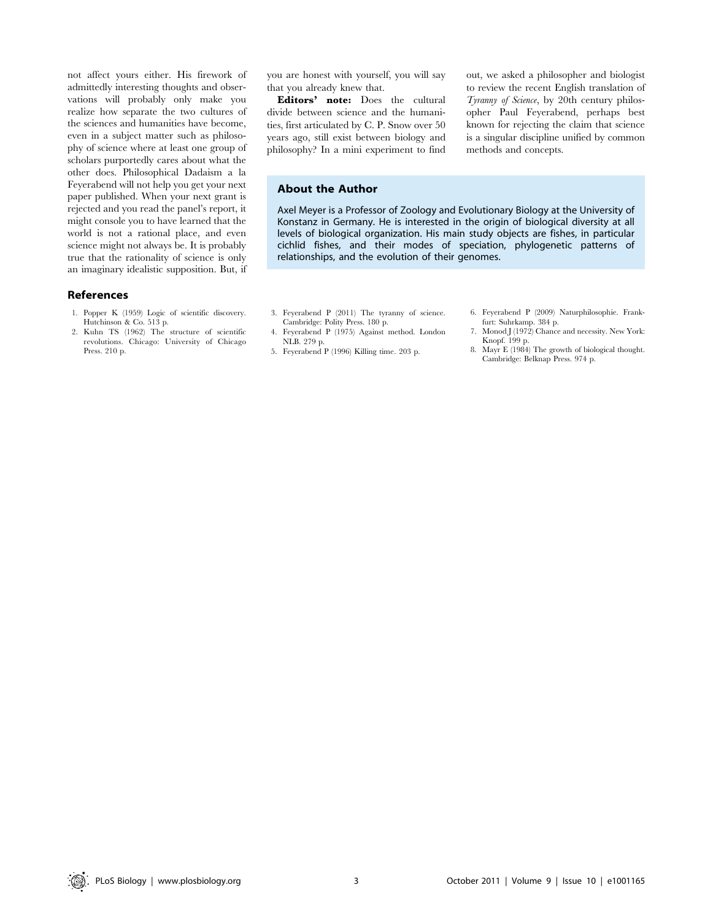not affect yours either. His firework of admittedly interesting thoughts and observations will probably only make you realize how separate the two cultures of the sciences and humanities have become, even in a subject matter such as philosophy of science where at least one group of scholars purportedly cares about what the other does. Philosophical Dadaism a la Feyerabend will not help you get your next paper published. When your next grant is rejected and you read the panel's report, it might console you to have learned that the world is not a rational place, and even science might not always be. It is probably true that the rationality of science is only an imaginary idealistic supposition. But, if you are honest with yourself, you will say that you already knew that.

**Editors' note:** Does the cultural divide between science and the humanities, first articulated by C. P. Snow over 50 years ago, still exist between biology and philosophy? In a mini experiment to find out, we asked a philosopher and biologist to review the recent English translation of *Tyranny of Science*, by 20th century philosopher Paul Feyerabend, perhaps best known for rejecting the claim that science is a singular discipline unified by common methods and concepts.

## About the Author

Axel Meyer is a Professor of Zoology and Evolutionary Biology at the University of Konstanz in Germany. He is interested in the origin of biological diversity at all levels of biological organization. His main study objects are fishes, in particular cichlid fishes, and their modes of speciation, phylogenetic patterns of relationships, and the evolution of their genomes.

## References

1. Popper K (1959) Logic of scientific discovery. Hutchinson & Co. 513 p.
2. Kuhn TS (1962) The structure of scientific revolutions. Chicago: University of Chicago Press. 210 p.
3. Feyerabend P (2011) The tyranny of science. Cambridge: Polity Press. 180 p.
4. Feyerabend P (1975) Against method. London NLB. 279 p.
5. Feyerabend P (1996) Killing time. 203 p.
6. Feyerabend P (2009) Naturphilosophie. Frankfurt: Suhrkamp. 384 p.
7. Monod J (1972) Chance and necessity. New York: Knopf. 199 p.
8. Mayr E (1984) The growth of biological thought. Cambridge: Belknap Press. 974 p.